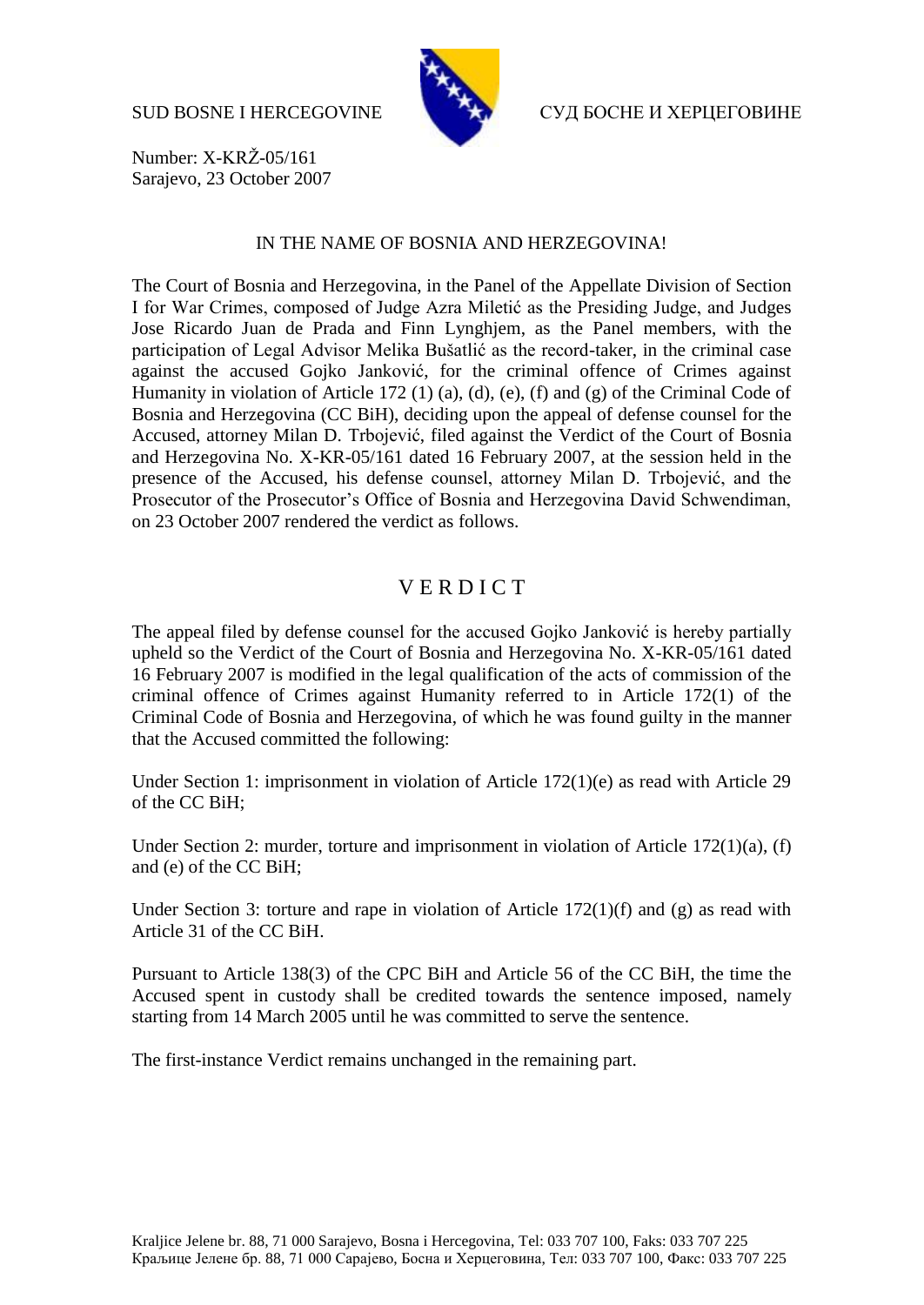SUD BOSNE I HERCEGOVINE СУД БОСНЕ И ХЕРЦЕГОВИНЕ

Number: X-KRŽ-05/161
Sarajevo, 23 October 2007

IN THE NAME OF BOSNIA AND HERZEGOVINA!

The Court of Bosnia and Herzegovina, in the Panel of the Appellate Division of Section I for War Crimes, composed of Judge Azra Miletić as the Presiding Judge, and Judges Jose Ricardo Juan de Prada and Finn Lynghjem, as the Panel members, with the participation of Legal Advisor Melika Bušatlić as the record-taker, in the criminal case against the accused Gojko Janković, for the criminal offence of Crimes against Humanity in violation of Article 172 (1) (a), (d), (e), (f) and (g) of the Criminal Code of Bosnia and Herzegovina (CC BiH), deciding upon the appeal of defense counsel for the Accused, attorney Milan D. Trbojević, filed against the Verdict of the Court of Bosnia and Herzegovina No. X-KR-05/161 dated 16 February 2007, at the session held in the presence of the Accused, his defense counsel, attorney Milan D. Trbojević, and the Prosecutor of the Prosecutor's Office of Bosnia and Herzegovina David Schwendiman, on 23 October 2007 rendered the verdict as follows.

# V E R D I C T

The appeal filed by defense counsel for the accused Gojko Janković is hereby partially upheld so the Verdict of the Court of Bosnia and Herzegovina No. X-KR-05/161 dated 16 February 2007 is modified in the legal qualification of the acts of commission of the criminal offence of Crimes against Humanity referred to in Article 172(1) of the Criminal Code of Bosnia and Herzegovina, of which he was found guilty in the manner that the Accused committed the following:

Under Section 1: imprisonment in violation of Article 172(1)(e) as read with Article 29 of the CC BiH;

Under Section 2: murder, torture and imprisonment in violation of Article 172(1)(a), (f) and (e) of the CC BiH;

Under Section 3: torture and rape in violation of Article 172(1)(f) and (g) as read with Article 31 of the CC BiH.

Pursuant to Article 138(3) of the CPC BiH and Article 56 of the CC BiH, the time the Accused spent in custody shall be credited towards the sentence imposed, namely starting from 14 March 2005 until he was committed to serve the sentence.

The first-instance Verdict remains unchanged in the remaining part.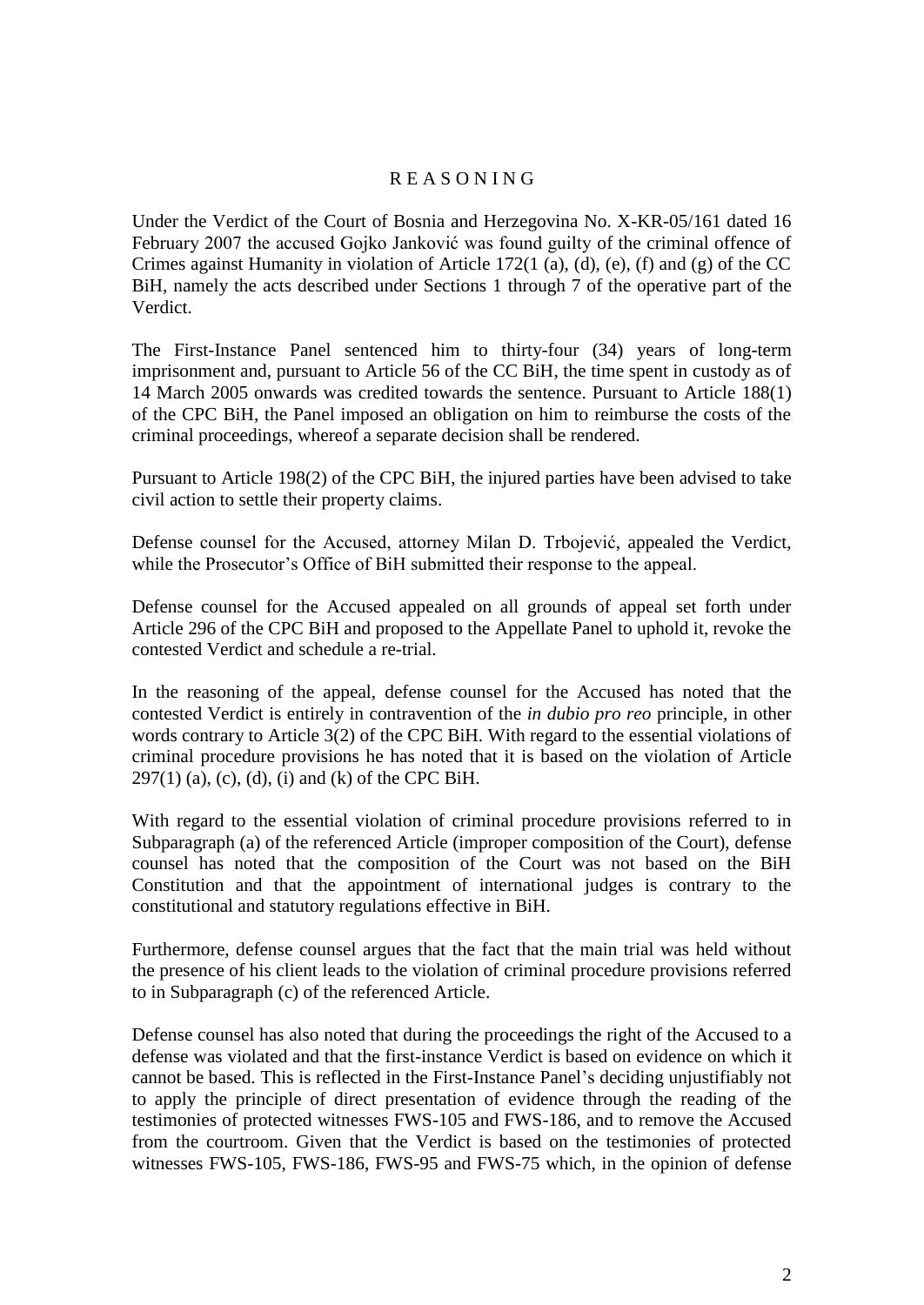## R E A S O N I N G

Under the Verdict of the Court of Bosnia and Herzegovina No. X-KR-05/161 dated 16 February 2007 the accused Gojko Janković was found guilty of the criminal offence of Crimes against Humanity in violation of Article 172(1 (a), (d), (e), (f) and (g) of the CC BiH, namely the acts described under Sections 1 through 7 of the operative part of the Verdict.

The First-Instance Panel sentenced him to thirty-four (34) years of long-term imprisonment and, pursuant to Article 56 of the CC BiH, the time spent in custody as of 14 March 2005 onwards was credited towards the sentence. Pursuant to Article 188(1) of the CPC BiH, the Panel imposed an obligation on him to reimburse the costs of the criminal proceedings, whereof a separate decision shall be rendered.

Pursuant to Article 198(2) of the CPC BiH, the injured parties have been advised to take civil action to settle their property claims.

Defense counsel for the Accused, attorney Milan D. Trbojević, appealed the Verdict, while the Prosecutor's Office of BiH submitted their response to the appeal.

Defense counsel for the Accused appealed on all grounds of appeal set forth under Article 296 of the CPC BiH and proposed to the Appellate Panel to uphold it, revoke the contested Verdict and schedule a re-trial.

In the reasoning of the appeal, defense counsel for the Accused has noted that the contested Verdict is entirely in contravention of the *in dubio pro reo* principle, in other words contrary to Article 3(2) of the CPC BiH. With regard to the essential violations of criminal procedure provisions he has noted that it is based on the violation of Article 297(1) (a), (c), (d), (i) and (k) of the CPC BiH.

With regard to the essential violation of criminal procedure provisions referred to in Subparagraph (a) of the referenced Article (improper composition of the Court), defense counsel has noted that the composition of the Court was not based on the BiH Constitution and that the appointment of international judges is contrary to the constitutional and statutory regulations effective in BiH.

Furthermore, defense counsel argues that the fact that the main trial was held without the presence of his client leads to the violation of criminal procedure provisions referred to in Subparagraph (c) of the referenced Article.

Defense counsel has also noted that during the proceedings the right of the Accused to a defense was violated and that the first-instance Verdict is based on evidence on which it cannot be based. This is reflected in the First-Instance Panel's deciding unjustifiably not to apply the principle of direct presentation of evidence through the reading of the testimonies of protected witnesses FWS-105 and FWS-186, and to remove the Accused from the courtroom. Given that the Verdict is based on the testimonies of protected witnesses FWS-105, FWS-186, FWS-95 and FWS-75 which, in the opinion of defense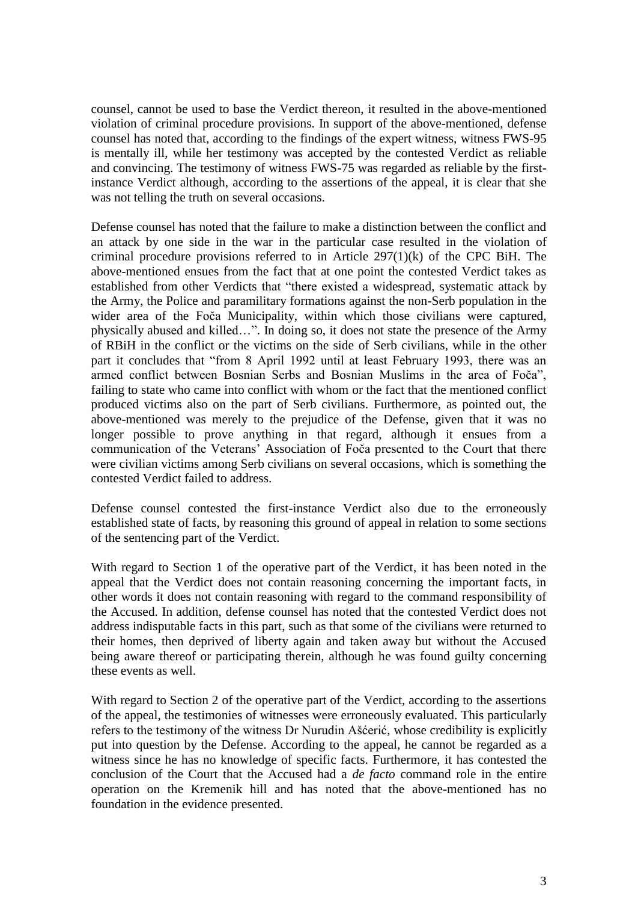counsel, cannot be used to base the Verdict thereon, it resulted in the above-mentioned violation of criminal procedure provisions. In support of the above-mentioned, defense counsel has noted that, according to the findings of the expert witness, witness FWS-95 is mentally ill, while her testimony was accepted by the contested Verdict as reliable and convincing. The testimony of witness FWS-75 was regarded as reliable by the first-instance Verdict although, according to the assertions of the appeal, it is clear that she was not telling the truth on several occasions.

Defense counsel has noted that the failure to make a distinction between the conflict and an attack by one side in the war in the particular case resulted in the violation of criminal procedure provisions referred to in Article 297(1)(k) of the CPC BiH. The above-mentioned ensues from the fact that at one point the contested Verdict takes as established from other Verdicts that "there existed a widespread, systematic attack by the Army, the Police and paramilitary formations against the non-Serb population in the wider area of the Foča Municipality, within which those civilians were captured, physically abused and killed…". In doing so, it does not state the presence of the Army of RBiH in the conflict or the victims on the side of Serb civilians, while in the other part it concludes that "from 8 April 1992 until at least February 1993, there was an armed conflict between Bosnian Serbs and Bosnian Muslims in the area of Foča", failing to state who came into conflict with whom or the fact that the mentioned conflict produced victims also on the part of Serb civilians. Furthermore, as pointed out, the above-mentioned was merely to the prejudice of the Defense, given that it was no longer possible to prove anything in that regard, although it ensues from a communication of the Veterans' Association of Foča presented to the Court that there were civilian victims among Serb civilians on several occasions, which is something the contested Verdict failed to address.

Defense counsel contested the first-instance Verdict also due to the erroneously established state of facts, by reasoning this ground of appeal in relation to some sections of the sentencing part of the Verdict.

With regard to Section 1 of the operative part of the Verdict, it has been noted in the appeal that the Verdict does not contain reasoning concerning the important facts, in other words it does not contain reasoning with regard to the command responsibility of the Accused. In addition, defense counsel has noted that the contested Verdict does not address indisputable facts in this part, such as that some of the civilians were returned to their homes, then deprived of liberty again and taken away but without the Accused being aware thereof or participating therein, although he was found guilty concerning these events as well.

With regard to Section 2 of the operative part of the Verdict, according to the assertions of the appeal, the testimonies of witnesses were erroneously evaluated. This particularly refers to the testimony of the witness Dr Nurudin Ašćerić, whose credibility is explicitly put into question by the Defense. According to the appeal, he cannot be regarded as a witness since he has no knowledge of specific facts. Furthermore, it has contested the conclusion of the Court that the Accused had a *de facto* command role in the entire operation on the Kremenik hill and has noted that the above-mentioned has no foundation in the evidence presented.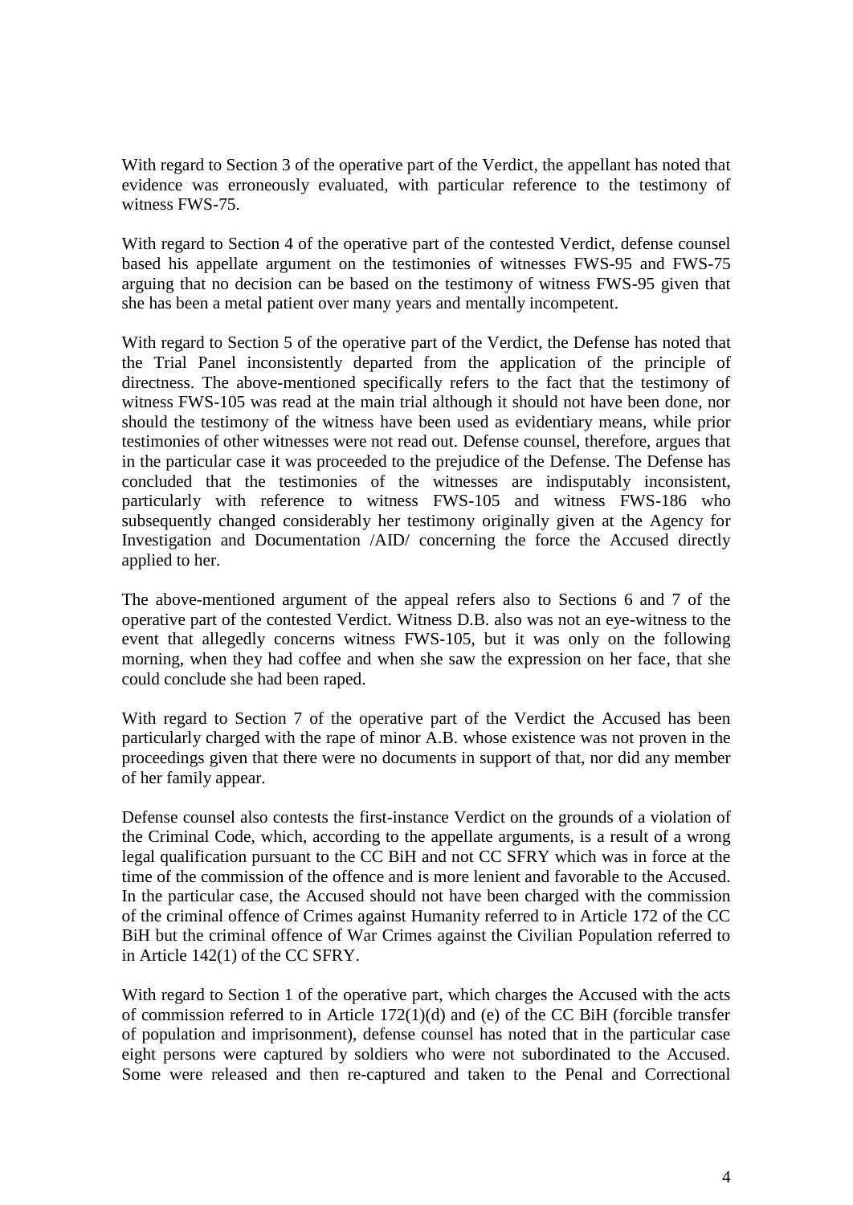With regard to Section 3 of the operative part of the Verdict, the appellant has noted that evidence was erroneously evaluated, with particular reference to the testimony of witness FWS-75.

With regard to Section 4 of the operative part of the contested Verdict, defense counsel based his appellate argument on the testimonies of witnesses FWS-95 and FWS-75 arguing that no decision can be based on the testimony of witness FWS-95 given that she has been a metal patient over many years and mentally incompetent.

With regard to Section 5 of the operative part of the Verdict, the Defense has noted that the Trial Panel inconsistently departed from the application of the principle of directness. The above-mentioned specifically refers to the fact that the testimony of witness FWS-105 was read at the main trial although it should not have been done, nor should the testimony of the witness have been used as evidentiary means, while prior testimonies of other witnesses were not read out. Defense counsel, therefore, argues that in the particular case it was proceeded to the prejudice of the Defense. The Defense has concluded that the testimonies of the witnesses are indisputably inconsistent, particularly with reference to witness FWS-105 and witness FWS-186 who subsequently changed considerably her testimony originally given at the Agency for Investigation and Documentation /AID/ concerning the force the Accused directly applied to her.

The above-mentioned argument of the appeal refers also to Sections 6 and 7 of the operative part of the contested Verdict. Witness D.B. also was not an eye-witness to the event that allegedly concerns witness FWS-105, but it was only on the following morning, when they had coffee and when she saw the expression on her face, that she could conclude she had been raped.

With regard to Section 7 of the operative part of the Verdict the Accused has been particularly charged with the rape of minor A.B. whose existence was not proven in the proceedings given that there were no documents in support of that, nor did any member of her family appear.

Defense counsel also contests the first-instance Verdict on the grounds of a violation of the Criminal Code, which, according to the appellate arguments, is a result of a wrong legal qualification pursuant to the CC BiH and not CC SFRY which was in force at the time of the commission of the offence and is more lenient and favorable to the Accused. In the particular case, the Accused should not have been charged with the commission of the criminal offence of Crimes against Humanity referred to in Article 172 of the CC BiH but the criminal offence of War Crimes against the Civilian Population referred to in Article 142(1) of the CC SFRY.

With regard to Section 1 of the operative part, which charges the Accused with the acts of commission referred to in Article 172(1)(d) and (e) of the CC BiH (forcible transfer of population and imprisonment), defense counsel has noted that in the particular case eight persons were captured by soldiers who were not subordinated to the Accused. Some were released and then re-captured and taken to the Penal and Correctional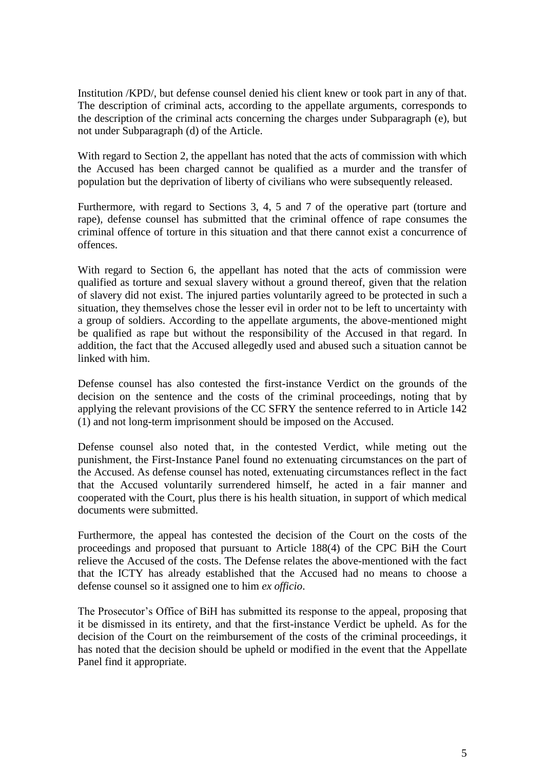Institution /KPD/, but defense counsel denied his client knew or took part in any of that. The description of criminal acts, according to the appellate arguments, corresponds to the description of the criminal acts concerning the charges under Subparagraph (e), but not under Subparagraph (d) of the Article.

With regard to Section 2, the appellant has noted that the acts of commission with which the Accused has been charged cannot be qualified as a murder and the transfer of population but the deprivation of liberty of civilians who were subsequently released.

Furthermore, with regard to Sections 3, 4, 5 and 7 of the operative part (torture and rape), defense counsel has submitted that the criminal offence of rape consumes the criminal offence of torture in this situation and that there cannot exist a concurrence of offences.

With regard to Section 6, the appellant has noted that the acts of commission were qualified as torture and sexual slavery without a ground thereof, given that the relation of slavery did not exist. The injured parties voluntarily agreed to be protected in such a situation, they themselves chose the lesser evil in order not to be left to uncertainty with a group of soldiers. According to the appellate arguments, the above-mentioned might be qualified as rape but without the responsibility of the Accused in that regard. In addition, the fact that the Accused allegedly used and abused such a situation cannot be linked with him.

Defense counsel has also contested the first-instance Verdict on the grounds of the decision on the sentence and the costs of the criminal proceedings, noting that by applying the relevant provisions of the CC SFRY the sentence referred to in Article 142 (1) and not long-term imprisonment should be imposed on the Accused.

Defense counsel also noted that, in the contested Verdict, while meting out the punishment, the First-Instance Panel found no extenuating circumstances on the part of the Accused. As defense counsel has noted, extenuating circumstances reflect in the fact that the Accused voluntarily surrendered himself, he acted in a fair manner and cooperated with the Court, plus there is his health situation, in support of which medical documents were submitted.

Furthermore, the appeal has contested the decision of the Court on the costs of the proceedings and proposed that pursuant to Article 188(4) of the CPC BiH the Court relieve the Accused of the costs. The Defense relates the above-mentioned with the fact that the ICTY has already established that the Accused had no means to choose a defense counsel so it assigned one to him *ex officio*.

The Prosecutor's Office of BiH has submitted its response to the appeal, proposing that it be dismissed in its entirety, and that the first-instance Verdict be upheld. As for the decision of the Court on the reimbursement of the costs of the criminal proceedings, it has noted that the decision should be upheld or modified in the event that the Appellate Panel find it appropriate.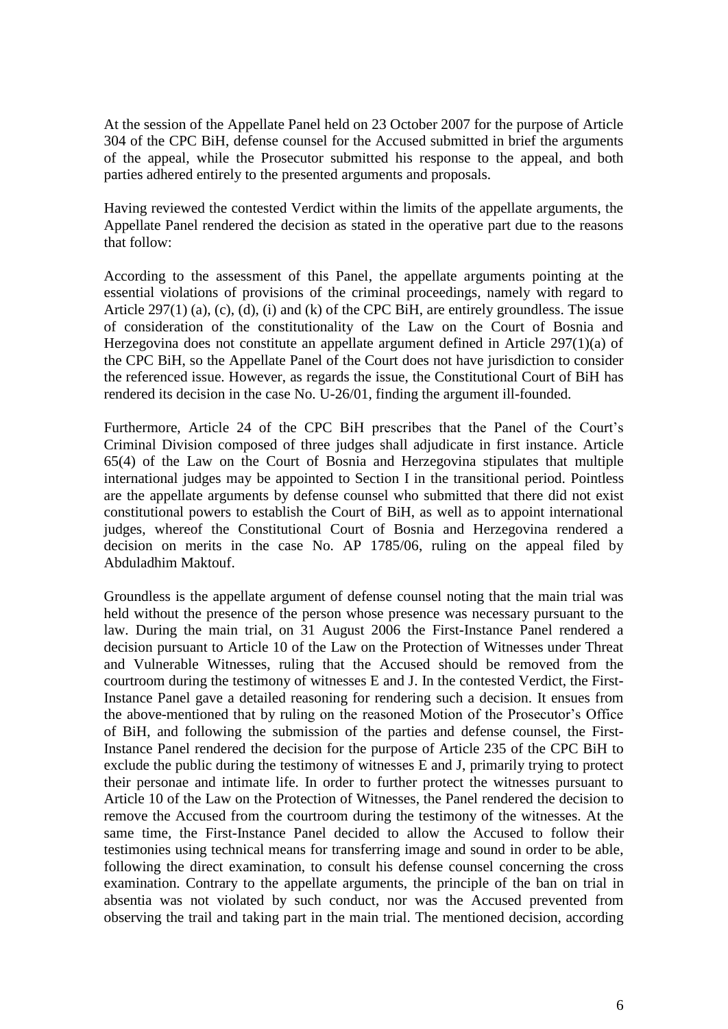At the session of the Appellate Panel held on 23 October 2007 for the purpose of Article 304 of the CPC BiH, defense counsel for the Accused submitted in brief the arguments of the appeal, while the Prosecutor submitted his response to the appeal, and both parties adhered entirely to the presented arguments and proposals.

Having reviewed the contested Verdict within the limits of the appellate arguments, the Appellate Panel rendered the decision as stated in the operative part due to the reasons that follow:

According to the assessment of this Panel, the appellate arguments pointing at the essential violations of provisions of the criminal proceedings, namely with regard to Article 297(1) (a), (c), (d), (i) and (k) of the CPC BiH, are entirely groundless. The issue of consideration of the constitutionality of the Law on the Court of Bosnia and Herzegovina does not constitute an appellate argument defined in Article 297(1)(a) of the CPC BiH, so the Appellate Panel of the Court does not have jurisdiction to consider the referenced issue. However, as regards the issue, the Constitutional Court of BiH has rendered its decision in the case No. U-26/01, finding the argument ill-founded.

Furthermore, Article 24 of the CPC BiH prescribes that the Panel of the Court's Criminal Division composed of three judges shall adjudicate in first instance. Article 65(4) of the Law on the Court of Bosnia and Herzegovina stipulates that multiple international judges may be appointed to Section I in the transitional period. Pointless are the appellate arguments by defense counsel who submitted that there did not exist constitutional powers to establish the Court of BiH, as well as to appoint international judges, whereof the Constitutional Court of Bosnia and Herzegovina rendered a decision on merits in the case No. AP 1785/06, ruling on the appeal filed by Abduladhim Maktouf.

Groundless is the appellate argument of defense counsel noting that the main trial was held without the presence of the person whose presence was necessary pursuant to the law. During the main trial, on 31 August 2006 the First-Instance Panel rendered a decision pursuant to Article 10 of the Law on the Protection of Witnesses under Threat and Vulnerable Witnesses, ruling that the Accused should be removed from the courtroom during the testimony of witnesses E and J. In the contested Verdict, the First-Instance Panel gave a detailed reasoning for rendering such a decision. It ensues from the above-mentioned that by ruling on the reasoned Motion of the Prosecutor's Office of BiH, and following the submission of the parties and defense counsel, the First-Instance Panel rendered the decision for the purpose of Article 235 of the CPC BiH to exclude the public during the testimony of witnesses E and J, primarily trying to protect their personae and intimate life. In order to further protect the witnesses pursuant to Article 10 of the Law on the Protection of Witnesses, the Panel rendered the decision to remove the Accused from the courtroom during the testimony of the witnesses. At the same time, the First-Instance Panel decided to allow the Accused to follow their testimonies using technical means for transferring image and sound in order to be able, following the direct examination, to consult his defense counsel concerning the cross examination. Contrary to the appellate arguments, the principle of the ban on trial in absentia was not violated by such conduct, nor was the Accused prevented from observing the trail and taking part in the main trial. The mentioned decision, according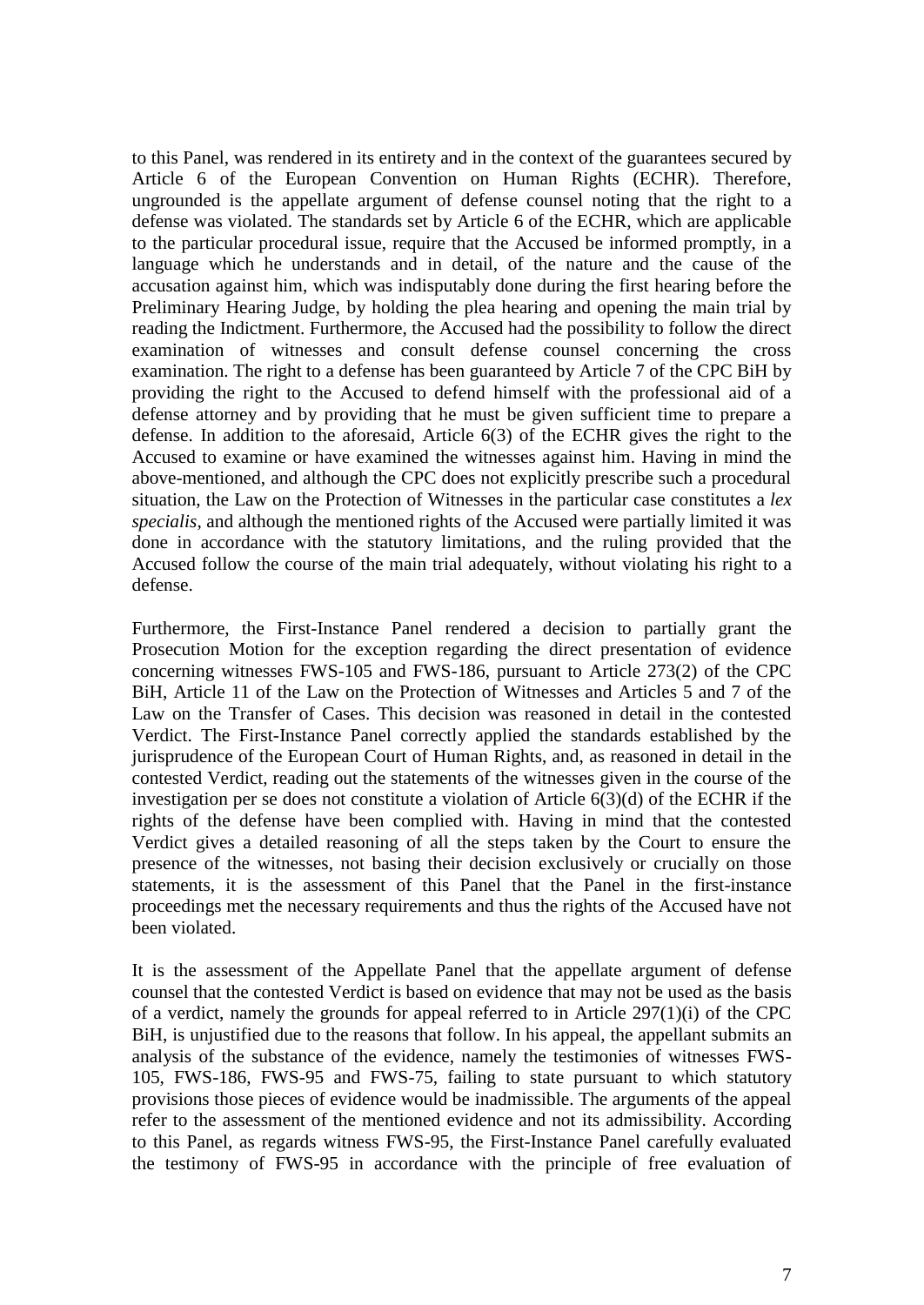to this Panel, was rendered in its entirety and in the context of the guarantees secured by Article 6 of the European Convention on Human Rights (ECHR). Therefore, ungrounded is the appellate argument of defense counsel noting that the right to a defense was violated. The standards set by Article 6 of the ECHR, which are applicable to the particular procedural issue, require that the Accused be informed promptly, in a language which he understands and in detail, of the nature and the cause of the accusation against him, which was indisputably done during the first hearing before the Preliminary Hearing Judge, by holding the plea hearing and opening the main trial by reading the Indictment. Furthermore, the Accused had the possibility to follow the direct examination of witnesses and consult defense counsel concerning the cross examination. The right to a defense has been guaranteed by Article 7 of the CPC BiH by providing the right to the Accused to defend himself with the professional aid of a defense attorney and by providing that he must be given sufficient time to prepare a defense. In addition to the aforesaid, Article 6(3) of the ECHR gives the right to the Accused to examine or have examined the witnesses against him. Having in mind the above-mentioned, and although the CPC does not explicitly prescribe such a procedural situation, the Law on the Protection of Witnesses in the particular case constitutes a *lex specialis*, and although the mentioned rights of the Accused were partially limited it was done in accordance with the statutory limitations, and the ruling provided that the Accused follow the course of the main trial adequately, without violating his right to a defense.

Furthermore, the First-Instance Panel rendered a decision to partially grant the Prosecution Motion for the exception regarding the direct presentation of evidence concerning witnesses FWS-105 and FWS-186, pursuant to Article 273(2) of the CPC BiH, Article 11 of the Law on the Protection of Witnesses and Articles 5 and 7 of the Law on the Transfer of Cases. This decision was reasoned in detail in the contested Verdict. The First-Instance Panel correctly applied the standards established by the jurisprudence of the European Court of Human Rights, and, as reasoned in detail in the contested Verdict, reading out the statements of the witnesses given in the course of the investigation per se does not constitute a violation of Article 6(3)(d) of the ECHR if the rights of the defense have been complied with. Having in mind that the contested Verdict gives a detailed reasoning of all the steps taken by the Court to ensure the presence of the witnesses, not basing their decision exclusively or crucially on those statements, it is the assessment of this Panel that the Panel in the first-instance proceedings met the necessary requirements and thus the rights of the Accused have not been violated.

It is the assessment of the Appellate Panel that the appellate argument of defense counsel that the contested Verdict is based on evidence that may not be used as the basis of a verdict, namely the grounds for appeal referred to in Article 297(1)(i) of the CPC BiH, is unjustified due to the reasons that follow. In his appeal, the appellant submits an analysis of the substance of the evidence, namely the testimonies of witnesses FWS-105, FWS-186, FWS-95 and FWS-75, failing to state pursuant to which statutory provisions those pieces of evidence would be inadmissible. The arguments of the appeal refer to the assessment of the mentioned evidence and not its admissibility. According to this Panel, as regards witness FWS-95, the First-Instance Panel carefully evaluated the testimony of FWS-95 in accordance with the principle of free evaluation of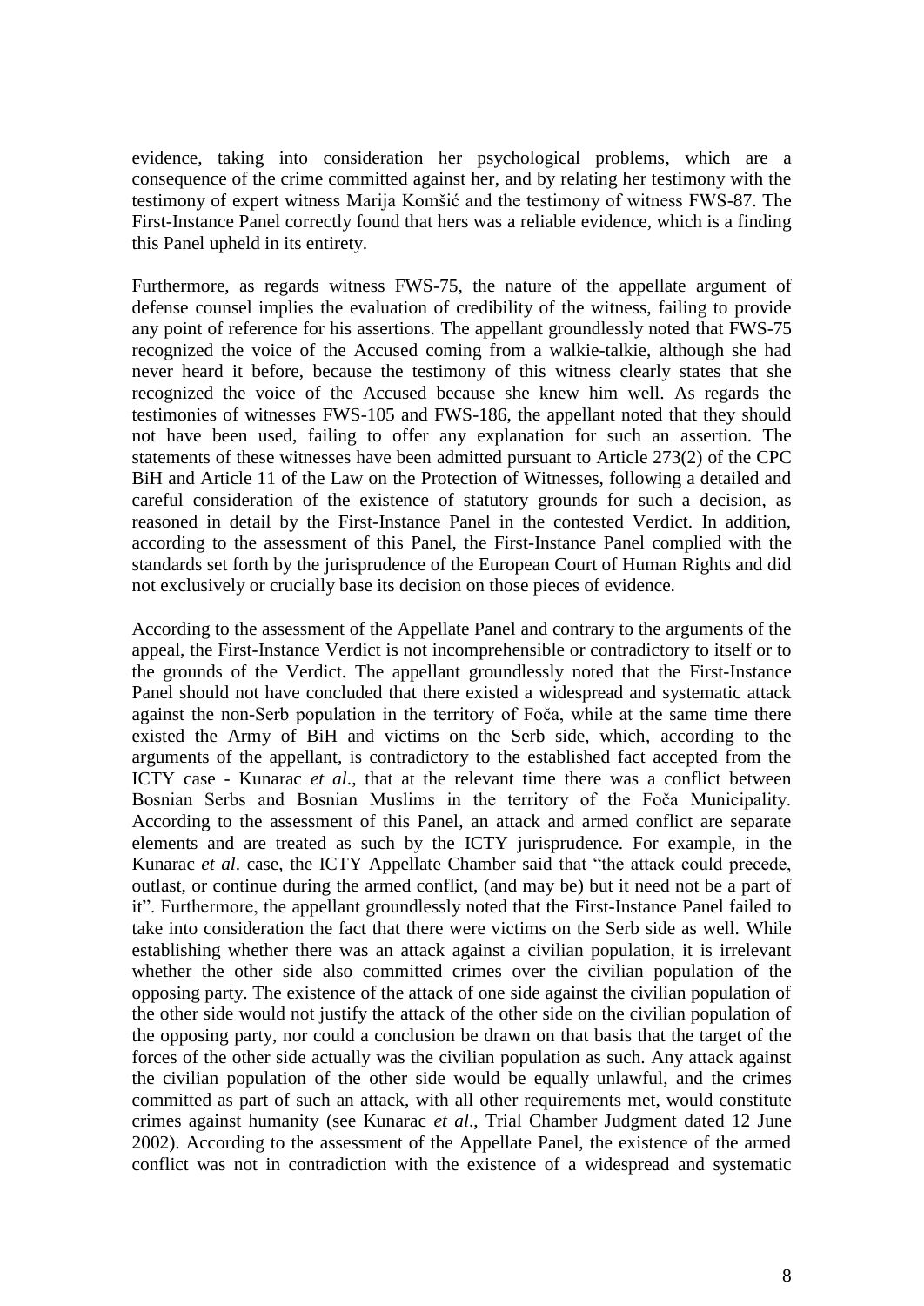evidence, taking into consideration her psychological problems, which are a consequence of the crime committed against her, and by relating her testimony with the testimony of expert witness Marija Komšić and the testimony of witness FWS-87. The First-Instance Panel correctly found that hers was a reliable evidence, which is a finding this Panel upheld in its entirety.

Furthermore, as regards witness FWS-75, the nature of the appellate argument of defense counsel implies the evaluation of credibility of the witness, failing to provide any point of reference for his assertions. The appellant groundlessly noted that FWS-75 recognized the voice of the Accused coming from a walkie-talkie, although she had never heard it before, because the testimony of this witness clearly states that she recognized the voice of the Accused because she knew him well. As regards the testimonies of witnesses FWS-105 and FWS-186, the appellant noted that they should not have been used, failing to offer any explanation for such an assertion. The statements of these witnesses have been admitted pursuant to Article 273(2) of the CPC BiH and Article 11 of the Law on the Protection of Witnesses, following a detailed and careful consideration of the existence of statutory grounds for such a decision, as reasoned in detail by the First-Instance Panel in the contested Verdict. In addition, according to the assessment of this Panel, the First-Instance Panel complied with the standards set forth by the jurisprudence of the European Court of Human Rights and did not exclusively or crucially base its decision on those pieces of evidence.

According to the assessment of the Appellate Panel and contrary to the arguments of the appeal, the First-Instance Verdict is not incomprehensible or contradictory to itself or to the grounds of the Verdict. The appellant groundlessly noted that the First-Instance Panel should not have concluded that there existed a widespread and systematic attack against the non-Serb population in the territory of Foča, while at the same time there existed the Army of BiH and victims on the Serb side, which, according to the arguments of the appellant, is contradictory to the established fact accepted from the ICTY case - Kunarac *et al*., that at the relevant time there was a conflict between Bosnian Serbs and Bosnian Muslims in the territory of the Foča Municipality. According to the assessment of this Panel, an attack and armed conflict are separate elements and are treated as such by the ICTY jurisprudence. For example, in the Kunarac *et al*. case, the ICTY Appellate Chamber said that "the attack could precede, outlast, or continue during the armed conflict, (and may be) but it need not be a part of it". Furthermore, the appellant groundlessly noted that the First-Instance Panel failed to take into consideration the fact that there were victims on the Serb side as well. While establishing whether there was an attack against a civilian population, it is irrelevant whether the other side also committed crimes over the civilian population of the opposing party. The existence of the attack of one side against the civilian population of the other side would not justify the attack of the other side on the civilian population of the opposing party, nor could a conclusion be drawn on that basis that the target of the forces of the other side actually was the civilian population as such. Any attack against the civilian population of the other side would be equally unlawful, and the crimes committed as part of such an attack, with all other requirements met, would constitute crimes against humanity (see Kunarac *et al*., Trial Chamber Judgment dated 12 June 2002). According to the assessment of the Appellate Panel, the existence of the armed conflict was not in contradiction with the existence of a widespread and systematic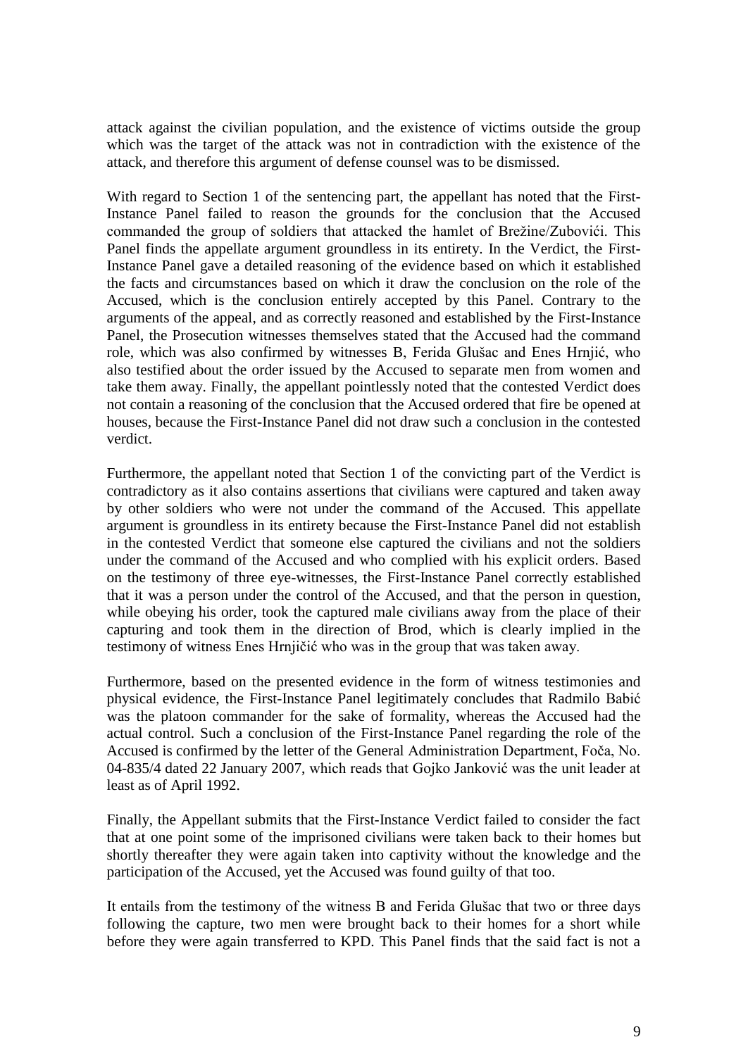attack against the civilian population, and the existence of victims outside the group which was the target of the attack was not in contradiction with the existence of the attack, and therefore this argument of defense counsel was to be dismissed.

With regard to Section 1 of the sentencing part, the appellant has noted that the First-Instance Panel failed to reason the grounds for the conclusion that the Accused commanded the group of soldiers that attacked the hamlet of Brežine/Zubovići. This Panel finds the appellate argument groundless in its entirety. In the Verdict, the First-Instance Panel gave a detailed reasoning of the evidence based on which it established the facts and circumstances based on which it draw the conclusion on the role of the Accused, which is the conclusion entirely accepted by this Panel. Contrary to the arguments of the appeal, and as correctly reasoned and established by the First-Instance Panel, the Prosecution witnesses themselves stated that the Accused had the command role, which was also confirmed by witnesses B, Ferida Glušac and Enes Hrnjić, who also testified about the order issued by the Accused to separate men from women and take them away. Finally, the appellant pointlessly noted that the contested Verdict does not contain a reasoning of the conclusion that the Accused ordered that fire be opened at houses, because the First-Instance Panel did not draw such a conclusion in the contested verdict.

Furthermore, the appellant noted that Section 1 of the convicting part of the Verdict is contradictory as it also contains assertions that civilians were captured and taken away by other soldiers who were not under the command of the Accused. This appellate argument is groundless in its entirety because the First-Instance Panel did not establish in the contested Verdict that someone else captured the civilians and not the soldiers under the command of the Accused and who complied with his explicit orders. Based on the testimony of three eye-witnesses, the First-Instance Panel correctly established that it was a person under the control of the Accused, and that the person in question, while obeying his order, took the captured male civilians away from the place of their capturing and took them in the direction of Brod, which is clearly implied in the testimony of witness Enes Hrnjičić who was in the group that was taken away.

Furthermore, based on the presented evidence in the form of witness testimonies and physical evidence, the First-Instance Panel legitimately concludes that Radmilo Babić was the platoon commander for the sake of formality, whereas the Accused had the actual control. Such a conclusion of the First-Instance Panel regarding the role of the Accused is confirmed by the letter of the General Administration Department, Foča, No. 04-835/4 dated 22 January 2007, which reads that Gojko Janković was the unit leader at least as of April 1992.

Finally, the Appellant submits that the First-Instance Verdict failed to consider the fact that at one point some of the imprisoned civilians were taken back to their homes but shortly thereafter they were again taken into captivity without the knowledge and the participation of the Accused, yet the Accused was found guilty of that too.

It entails from the testimony of the witness B and Ferida Glušac that two or three days following the capture, two men were brought back to their homes for a short while before they were again transferred to KPD. This Panel finds that the said fact is not a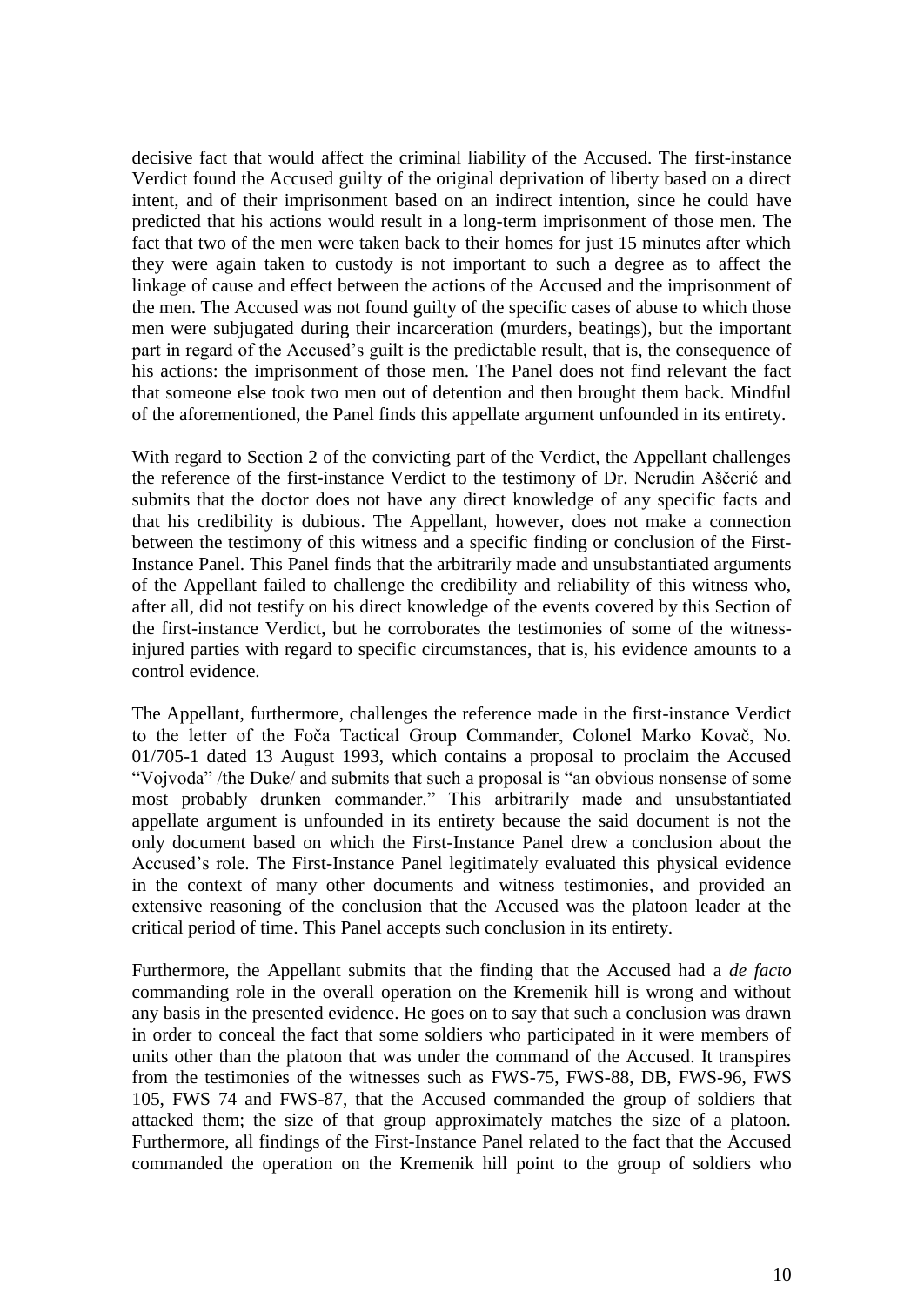decisive fact that would affect the criminal liability of the Accused. The first-instance Verdict found the Accused guilty of the original deprivation of liberty based on a direct intent, and of their imprisonment based on an indirect intention, since he could have predicted that his actions would result in a long-term imprisonment of those men. The fact that two of the men were taken back to their homes for just 15 minutes after which they were again taken to custody is not important to such a degree as to affect the linkage of cause and effect between the actions of the Accused and the imprisonment of the men. The Accused was not found guilty of the specific cases of abuse to which those men were subjugated during their incarceration (murders, beatings), but the important part in regard of the Accused's guilt is the predictable result, that is, the consequence of his actions: the imprisonment of those men. The Panel does not find relevant the fact that someone else took two men out of detention and then brought them back. Mindful of the aforementioned, the Panel finds this appellate argument unfounded in its entirety.

With regard to Section 2 of the convicting part of the Verdict, the Appellant challenges the reference of the first-instance Verdict to the testimony of Dr. Nerudin Aščerić and submits that the doctor does not have any direct knowledge of any specific facts and that his credibility is dubious. The Appellant, however, does not make a connection between the testimony of this witness and a specific finding or conclusion of the First-Instance Panel. This Panel finds that the arbitrarily made and unsubstantiated arguments of the Appellant failed to challenge the credibility and reliability of this witness who, after all, did not testify on his direct knowledge of the events covered by this Section of the first-instance Verdict, but he corroborates the testimonies of some of the witness-injured parties with regard to specific circumstances, that is, his evidence amounts to a control evidence.

The Appellant, furthermore, challenges the reference made in the first-instance Verdict to the letter of the Foča Tactical Group Commander, Colonel Marko Kovač, No. 01/705-1 dated 13 August 1993, which contains a proposal to proclaim the Accused "Vojvoda" /the Duke/ and submits that such a proposal is "an obvious nonsense of some most probably drunken commander." This arbitrarily made and unsubstantiated appellate argument is unfounded in its entirety because the said document is not the only document based on which the First-Instance Panel drew a conclusion about the Accused's role. The First-Instance Panel legitimately evaluated this physical evidence in the context of many other documents and witness testimonies, and provided an extensive reasoning of the conclusion that the Accused was the platoon leader at the critical period of time. This Panel accepts such conclusion in its entirety.

Furthermore, the Appellant submits that the finding that the Accused had a *de facto* commanding role in the overall operation on the Kremenik hill is wrong and without any basis in the presented evidence. He goes on to say that such a conclusion was drawn in order to conceal the fact that some soldiers who participated in it were members of units other than the platoon that was under the command of the Accused. It transpires from the testimonies of the witnesses such as FWS-75, FWS-88, DB, FWS-96, FWS 105, FWS 74 and FWS-87, that the Accused commanded the group of soldiers that attacked them; the size of that group approximately matches the size of a platoon. Furthermore, all findings of the First-Instance Panel related to the fact that the Accused commanded the operation on the Kremenik hill point to the group of soldiers who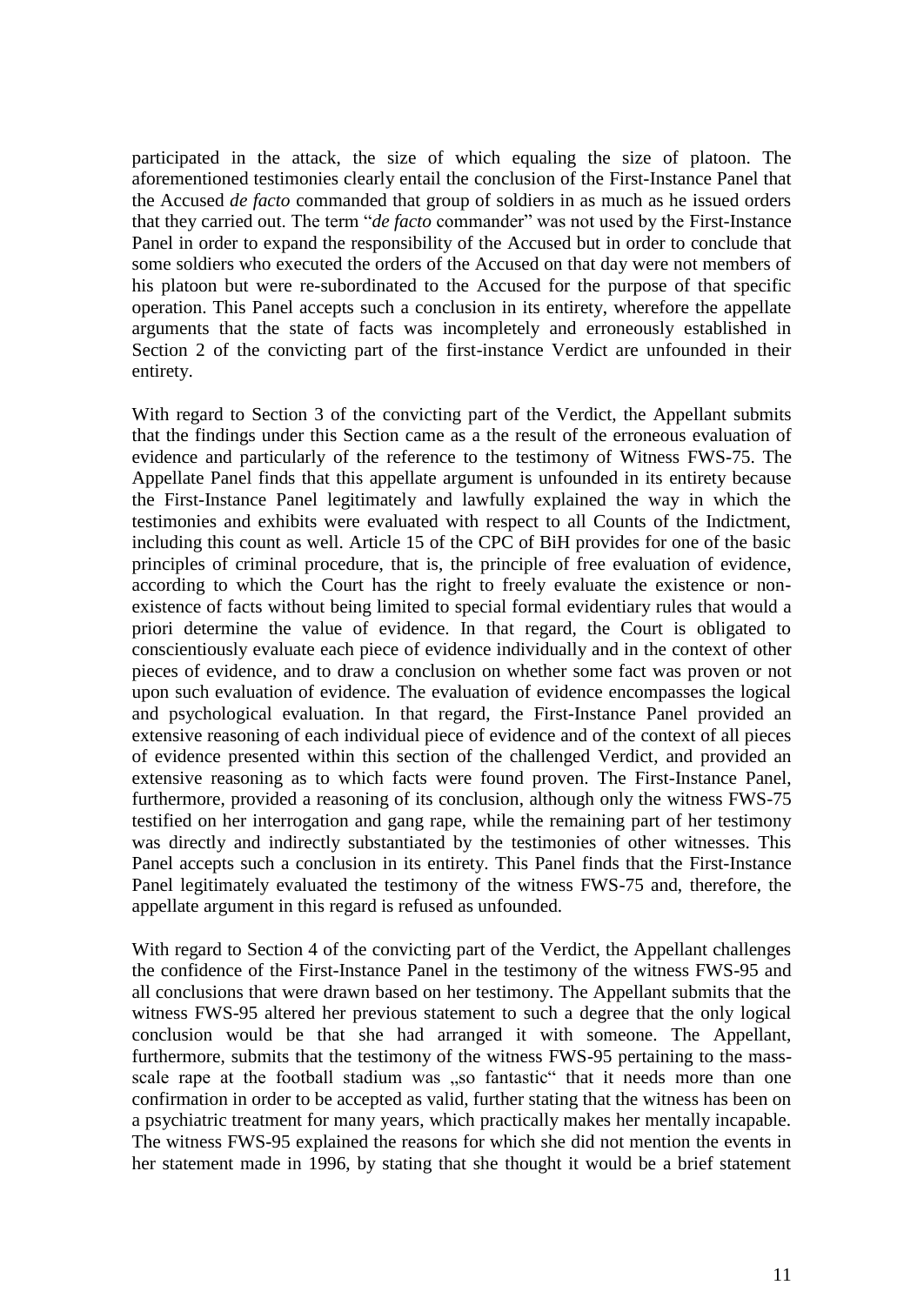participated in the attack, the size of which equaling the size of platoon. The aforementioned testimonies clearly entail the conclusion of the First-Instance Panel that the Accused *de facto* commanded that group of soldiers in as much as he issued orders that they carried out. The term "*de facto* commander" was not used by the First-Instance Panel in order to expand the responsibility of the Accused but in order to conclude that some soldiers who executed the orders of the Accused on that day were not members of his platoon but were re-subordinated to the Accused for the purpose of that specific operation. This Panel accepts such a conclusion in its entirety, wherefore the appellate arguments that the state of facts was incompletely and erroneously established in Section 2 of the convicting part of the first-instance Verdict are unfounded in their entirety.

With regard to Section 3 of the convicting part of the Verdict, the Appellant submits that the findings under this Section came as a the result of the erroneous evaluation of evidence and particularly of the reference to the testimony of Witness FWS-75. The Appellate Panel finds that this appellate argument is unfounded in its entirety because the First-Instance Panel legitimately and lawfully explained the way in which the testimonies and exhibits were evaluated with respect to all Counts of the Indictment, including this count as well. Article 15 of the CPC of BiH provides for one of the basic principles of criminal procedure, that is, the principle of free evaluation of evidence, according to which the Court has the right to freely evaluate the existence or non-existence of facts without being limited to special formal evidentiary rules that would a priori determine the value of evidence. In that regard, the Court is obligated to conscientiously evaluate each piece of evidence individually and in the context of other pieces of evidence, and to draw a conclusion on whether some fact was proven or not upon such evaluation of evidence. The evaluation of evidence encompasses the logical and psychological evaluation. In that regard, the First-Instance Panel provided an extensive reasoning of each individual piece of evidence and of the context of all pieces of evidence presented within this section of the challenged Verdict, and provided an extensive reasoning as to which facts were found proven. The First-Instance Panel, furthermore, provided a reasoning of its conclusion, although only the witness FWS-75 testified on her interrogation and gang rape, while the remaining part of her testimony was directly and indirectly substantiated by the testimonies of other witnesses. This Panel accepts such a conclusion in its entirety. This Panel finds that the First-Instance Panel legitimately evaluated the testimony of the witness FWS-75 and, therefore, the appellate argument in this regard is refused as unfounded.

With regard to Section 4 of the convicting part of the Verdict, the Appellant challenges the confidence of the First-Instance Panel in the testimony of the witness FWS-95 and all conclusions that were drawn based on her testimony. The Appellant submits that the witness FWS-95 altered her previous statement to such a degree that the only logical conclusion would be that she had arranged it with someone. The Appellant, furthermore, submits that the testimony of the witness FWS-95 pertaining to the mass-scale rape at the football stadium was „so fantastic" that it needs more than one confirmation in order to be accepted as valid, further stating that the witness has been on a psychiatric treatment for many years, which practically makes her mentally incapable. The witness FWS-95 explained the reasons for which she did not mention the events in her statement made in 1996, by stating that she thought it would be a brief statement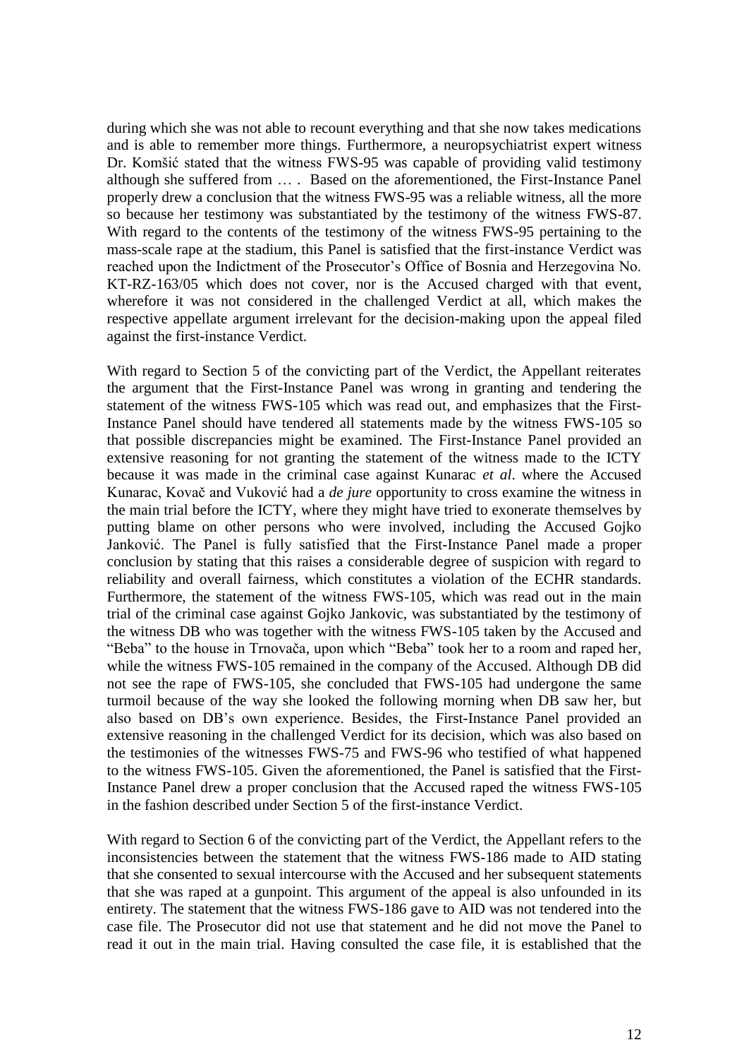during which she was not able to recount everything and that she now takes medications and is able to remember more things. Furthermore, a neuropsychiatrist expert witness Dr. Komšić stated that the witness FWS-95 was capable of providing valid testimony although she suffered from … . Based on the aforementioned, the First-Instance Panel properly drew a conclusion that the witness FWS-95 was a reliable witness, all the more so because her testimony was substantiated by the testimony of the witness FWS-87. With regard to the contents of the testimony of the witness FWS-95 pertaining to the mass-scale rape at the stadium, this Panel is satisfied that the first-instance Verdict was reached upon the Indictment of the Prosecutor's Office of Bosnia and Herzegovina No. KT-RZ-163/05 which does not cover, nor is the Accused charged with that event, wherefore it was not considered in the challenged Verdict at all, which makes the respective appellate argument irrelevant for the decision-making upon the appeal filed against the first-instance Verdict.

With regard to Section 5 of the convicting part of the Verdict, the Appellant reiterates the argument that the First-Instance Panel was wrong in granting and tendering the statement of the witness FWS-105 which was read out, and emphasizes that the First-Instance Panel should have tendered all statements made by the witness FWS-105 so that possible discrepancies might be examined. The First-Instance Panel provided an extensive reasoning for not granting the statement of the witness made to the ICTY because it was made in the criminal case against Kunarac *et al*. where the Accused Kunarac, Kovač and Vuković had a *de jure* opportunity to cross examine the witness in the main trial before the ICTY, where they might have tried to exonerate themselves by putting blame on other persons who were involved, including the Accused Gojko Janković. The Panel is fully satisfied that the First-Instance Panel made a proper conclusion by stating that this raises a considerable degree of suspicion with regard to reliability and overall fairness, which constitutes a violation of the ECHR standards. Furthermore, the statement of the witness FWS-105, which was read out in the main trial of the criminal case against Gojko Jankovic, was substantiated by the testimony of the witness DB who was together with the witness FWS-105 taken by the Accused and "Beba" to the house in Trnovača, upon which "Beba" took her to a room and raped her, while the witness FWS-105 remained in the company of the Accused. Although DB did not see the rape of FWS-105, she concluded that FWS-105 had undergone the same turmoil because of the way she looked the following morning when DB saw her, but also based on DB's own experience. Besides, the First-Instance Panel provided an extensive reasoning in the challenged Verdict for its decision, which was also based on the testimonies of the witnesses FWS-75 and FWS-96 who testified of what happened to the witness FWS-105. Given the aforementioned, the Panel is satisfied that the First-Instance Panel drew a proper conclusion that the Accused raped the witness FWS-105 in the fashion described under Section 5 of the first-instance Verdict.

With regard to Section 6 of the convicting part of the Verdict, the Appellant refers to the inconsistencies between the statement that the witness FWS-186 made to AID stating that she consented to sexual intercourse with the Accused and her subsequent statements that she was raped at a gunpoint. This argument of the appeal is also unfounded in its entirety. The statement that the witness FWS-186 gave to AID was not tendered into the case file. The Prosecutor did not use that statement and he did not move the Panel to read it out in the main trial. Having consulted the case file, it is established that the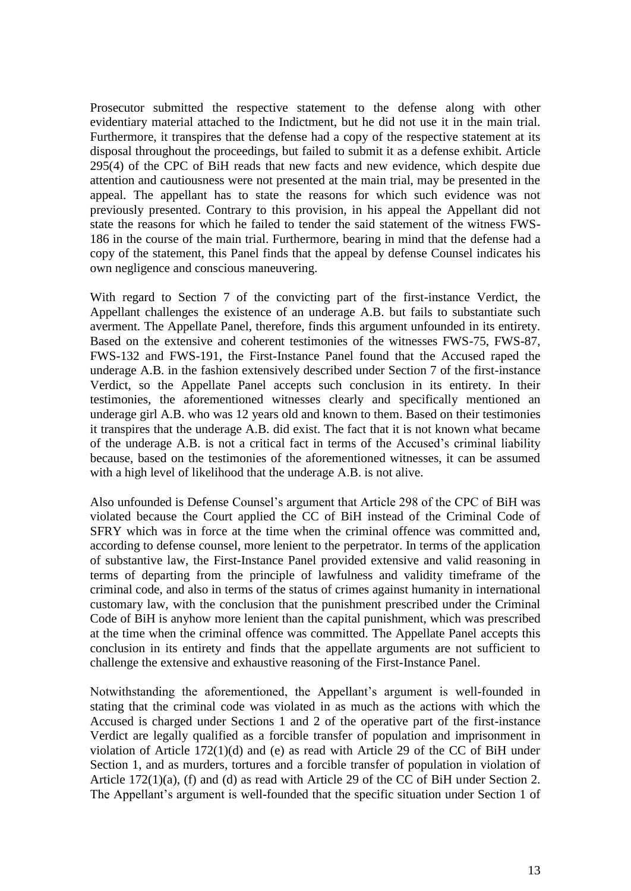Prosecutor submitted the respective statement to the defense along with other evidentiary material attached to the Indictment, but he did not use it in the main trial. Furthermore, it transpires that the defense had a copy of the respective statement at its disposal throughout the proceedings, but failed to submit it as a defense exhibit. Article 295(4) of the CPC of BiH reads that new facts and new evidence, which despite due attention and cautiousness were not presented at the main trial, may be presented in the appeal. The appellant has to state the reasons for which such evidence was not previously presented. Contrary to this provision, in his appeal the Appellant did not state the reasons for which he failed to tender the said statement of the witness FWS-186 in the course of the main trial. Furthermore, bearing in mind that the defense had a copy of the statement, this Panel finds that the appeal by defense Counsel indicates his own negligence and conscious maneuvering.

With regard to Section 7 of the convicting part of the first-instance Verdict, the Appellant challenges the existence of an underage A.B. but fails to substantiate such averment. The Appellate Panel, therefore, finds this argument unfounded in its entirety. Based on the extensive and coherent testimonies of the witnesses FWS-75, FWS-87, FWS-132 and FWS-191, the First-Instance Panel found that the Accused raped the underage A.B. in the fashion extensively described under Section 7 of the first-instance Verdict, so the Appellate Panel accepts such conclusion in its entirety. In their testimonies, the aforementioned witnesses clearly and specifically mentioned an underage girl A.B. who was 12 years old and known to them. Based on their testimonies it transpires that the underage A.B. did exist. The fact that it is not known what became of the underage A.B. is not a critical fact in terms of the Accused's criminal liability because, based on the testimonies of the aforementioned witnesses, it can be assumed with a high level of likelihood that the underage A.B. is not alive.

Also unfounded is Defense Counsel's argument that Article 298 of the CPC of BiH was violated because the Court applied the CC of BiH instead of the Criminal Code of SFRY which was in force at the time when the criminal offence was committed and, according to defense counsel, more lenient to the perpetrator. In terms of the application of substantive law, the First-Instance Panel provided extensive and valid reasoning in terms of departing from the principle of lawfulness and validity timeframe of the criminal code, and also in terms of the status of crimes against humanity in international customary law, with the conclusion that the punishment prescribed under the Criminal Code of BiH is anyhow more lenient than the capital punishment, which was prescribed at the time when the criminal offence was committed. The Appellate Panel accepts this conclusion in its entirety and finds that the appellate arguments are not sufficient to challenge the extensive and exhaustive reasoning of the First-Instance Panel.

Notwithstanding the aforementioned, the Appellant's argument is well-founded in stating that the criminal code was violated in as much as the actions with which the Accused is charged under Sections 1 and 2 of the operative part of the first-instance Verdict are legally qualified as a forcible transfer of population and imprisonment in violation of Article 172(1)(d) and (e) as read with Article 29 of the CC of BiH under Section 1, and as murders, tortures and a forcible transfer of population in violation of Article 172(1)(a), (f) and (d) as read with Article 29 of the CC of BiH under Section 2. The Appellant's argument is well-founded that the specific situation under Section 1 of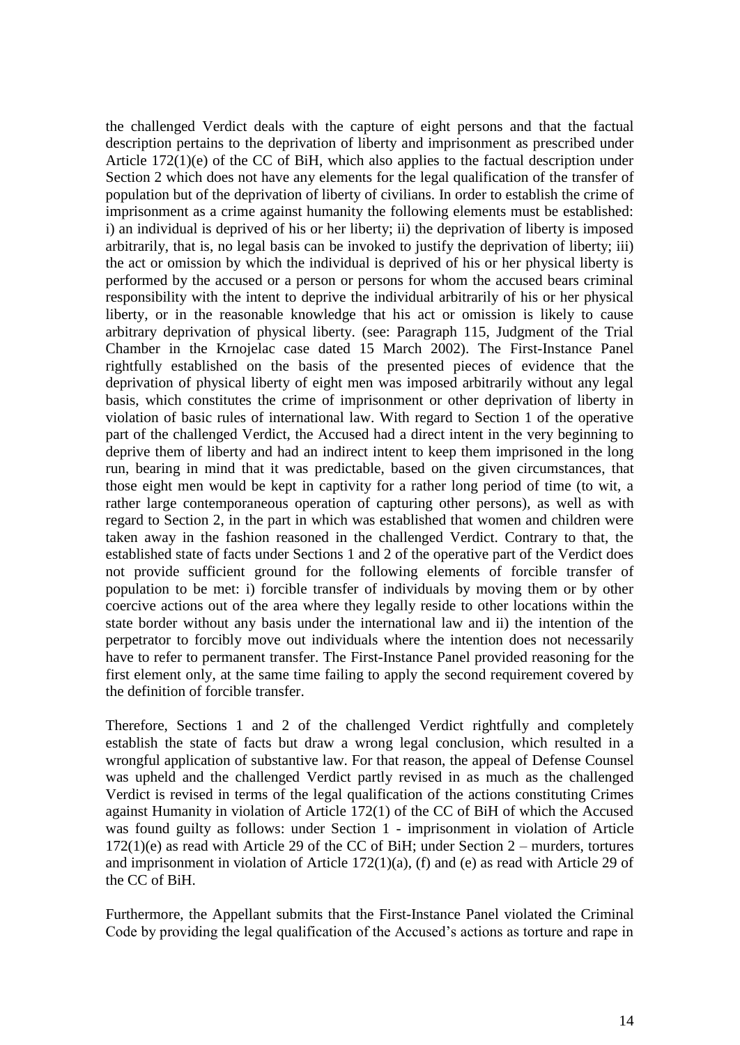the challenged Verdict deals with the capture of eight persons and that the factual description pertains to the deprivation of liberty and imprisonment as prescribed under Article 172(1)(e) of the CC of BiH, which also applies to the factual description under Section 2 which does not have any elements for the legal qualification of the transfer of population but of the deprivation of liberty of civilians. In order to establish the crime of imprisonment as a crime against humanity the following elements must be established: i) an individual is deprived of his or her liberty; ii) the deprivation of liberty is imposed arbitrarily, that is, no legal basis can be invoked to justify the deprivation of liberty; iii) the act or omission by which the individual is deprived of his or her physical liberty is performed by the accused or a person or persons for whom the accused bears criminal responsibility with the intent to deprive the individual arbitrarily of his or her physical liberty, or in the reasonable knowledge that his act or omission is likely to cause arbitrary deprivation of physical liberty. (see: Paragraph 115, Judgment of the Trial Chamber in the Krnojelac case dated 15 March 2002). The First-Instance Panel rightfully established on the basis of the presented pieces of evidence that the deprivation of physical liberty of eight men was imposed arbitrarily without any legal basis, which constitutes the crime of imprisonment or other deprivation of liberty in violation of basic rules of international law. With regard to Section 1 of the operative part of the challenged Verdict, the Accused had a direct intent in the very beginning to deprive them of liberty and had an indirect intent to keep them imprisoned in the long run, bearing in mind that it was predictable, based on the given circumstances, that those eight men would be kept in captivity for a rather long period of time (to wit, a rather large contemporaneous operation of capturing other persons), as well as with regard to Section 2, in the part in which was established that women and children were taken away in the fashion reasoned in the challenged Verdict. Contrary to that, the established state of facts under Sections 1 and 2 of the operative part of the Verdict does not provide sufficient ground for the following elements of forcible transfer of population to be met: i) forcible transfer of individuals by moving them or by other coercive actions out of the area where they legally reside to other locations within the state border without any basis under the international law and ii) the intention of the perpetrator to forcibly move out individuals where the intention does not necessarily have to refer to permanent transfer. The First-Instance Panel provided reasoning for the first element only, at the same time failing to apply the second requirement covered by the definition of forcible transfer.

Therefore, Sections 1 and 2 of the challenged Verdict rightfully and completely establish the state of facts but draw a wrong legal conclusion, which resulted in a wrongful application of substantive law. For that reason, the appeal of Defense Counsel was upheld and the challenged Verdict partly revised in as much as the challenged Verdict is revised in terms of the legal qualification of the actions constituting Crimes against Humanity in violation of Article 172(1) of the CC of BiH of which the Accused was found guilty as follows: under Section 1 - imprisonment in violation of Article 172(1)(e) as read with Article 29 of the CC of BiH; under Section 2 – murders, tortures and imprisonment in violation of Article 172(1)(a), (f) and (e) as read with Article 29 of the CC of BiH.

Furthermore, the Appellant submits that the First-Instance Panel violated the Criminal Code by providing the legal qualification of the Accused's actions as torture and rape in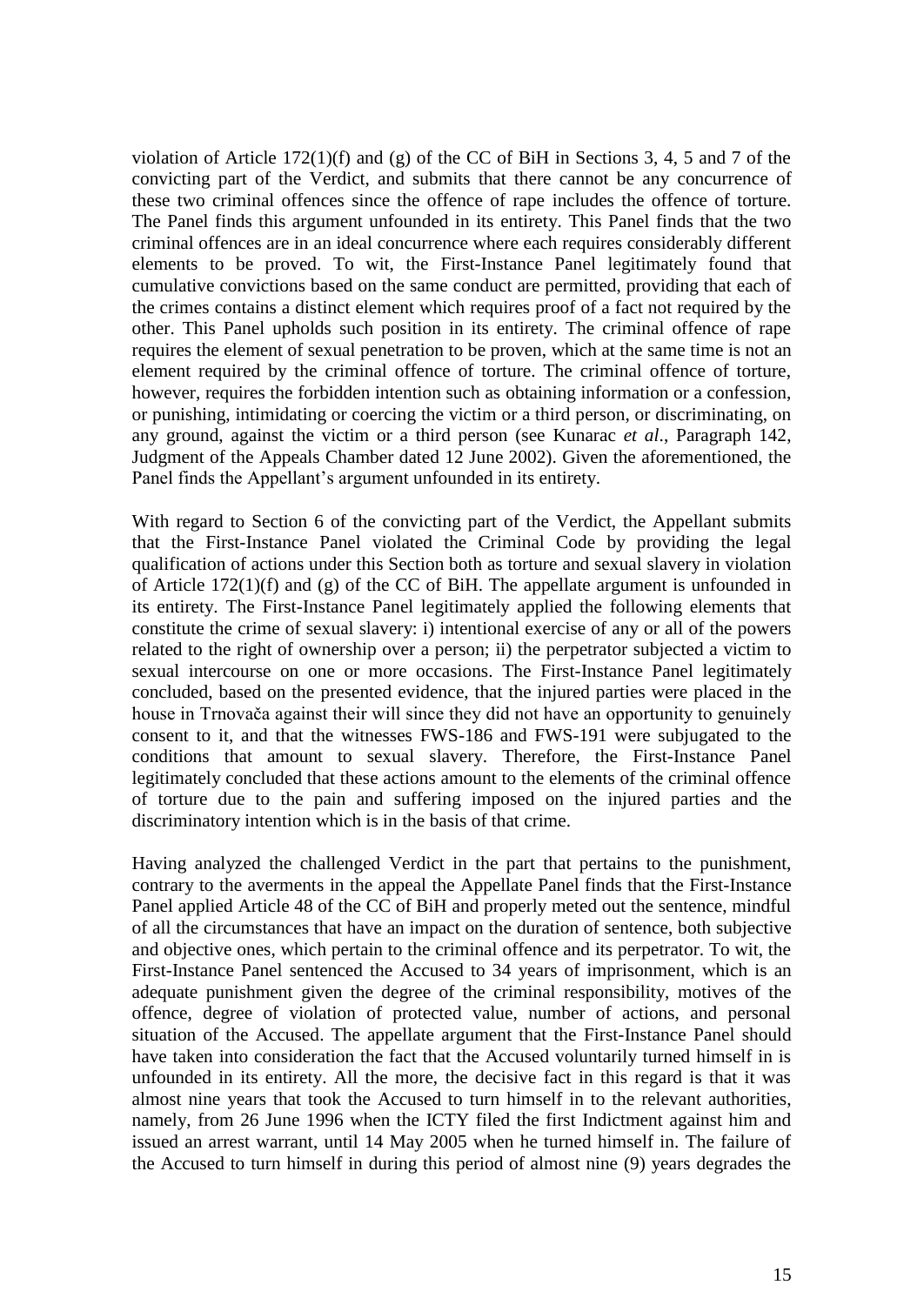violation of Article 172(1)(f) and (g) of the CC of BiH in Sections 3, 4, 5 and 7 of the convicting part of the Verdict, and submits that there cannot be any concurrence of these two criminal offences since the offence of rape includes the offence of torture. The Panel finds this argument unfounded in its entirety. This Panel finds that the two criminal offences are in an ideal concurrence where each requires considerably different elements to be proved. To wit, the First-Instance Panel legitimately found that cumulative convictions based on the same conduct are permitted, providing that each of the crimes contains a distinct element which requires proof of a fact not required by the other. This Panel upholds such position in its entirety. The criminal offence of rape requires the element of sexual penetration to be proven, which at the same time is not an element required by the criminal offence of torture. The criminal offence of torture, however, requires the forbidden intention such as obtaining information or a confession, or punishing, intimidating or coercing the victim or a third person, or discriminating, on any ground, against the victim or a third person (see Kunarac *et al*., Paragraph 142, Judgment of the Appeals Chamber dated 12 June 2002). Given the aforementioned, the Panel finds the Appellant's argument unfounded in its entirety.

With regard to Section 6 of the convicting part of the Verdict, the Appellant submits that the First-Instance Panel violated the Criminal Code by providing the legal qualification of actions under this Section both as torture and sexual slavery in violation of Article 172(1)(f) and (g) of the CC of BiH. The appellate argument is unfounded in its entirety. The First-Instance Panel legitimately applied the following elements that constitute the crime of sexual slavery: i) intentional exercise of any or all of the powers related to the right of ownership over a person; ii) the perpetrator subjected a victim to sexual intercourse on one or more occasions. The First-Instance Panel legitimately concluded, based on the presented evidence, that the injured parties were placed in the house in Trnovača against their will since they did not have an opportunity to genuinely consent to it, and that the witnesses FWS-186 and FWS-191 were subjugated to the conditions that amount to sexual slavery. Therefore, the First-Instance Panel legitimately concluded that these actions amount to the elements of the criminal offence of torture due to the pain and suffering imposed on the injured parties and the discriminatory intention which is in the basis of that crime.

Having analyzed the challenged Verdict in the part that pertains to the punishment, contrary to the averments in the appeal the Appellate Panel finds that the First-Instance Panel applied Article 48 of the CC of BiH and properly meted out the sentence, mindful of all the circumstances that have an impact on the duration of sentence, both subjective and objective ones, which pertain to the criminal offence and its perpetrator. To wit, the First-Instance Panel sentenced the Accused to 34 years of imprisonment, which is an adequate punishment given the degree of the criminal responsibility, motives of the offence, degree of violation of protected value, number of actions, and personal situation of the Accused. The appellate argument that the First-Instance Panel should have taken into consideration the fact that the Accused voluntarily turned himself in is unfounded in its entirety. All the more, the decisive fact in this regard is that it was almost nine years that took the Accused to turn himself in to the relevant authorities, namely, from 26 June 1996 when the ICTY filed the first Indictment against him and issued an arrest warrant, until 14 May 2005 when he turned himself in. The failure of the Accused to turn himself in during this period of almost nine (9) years degrades the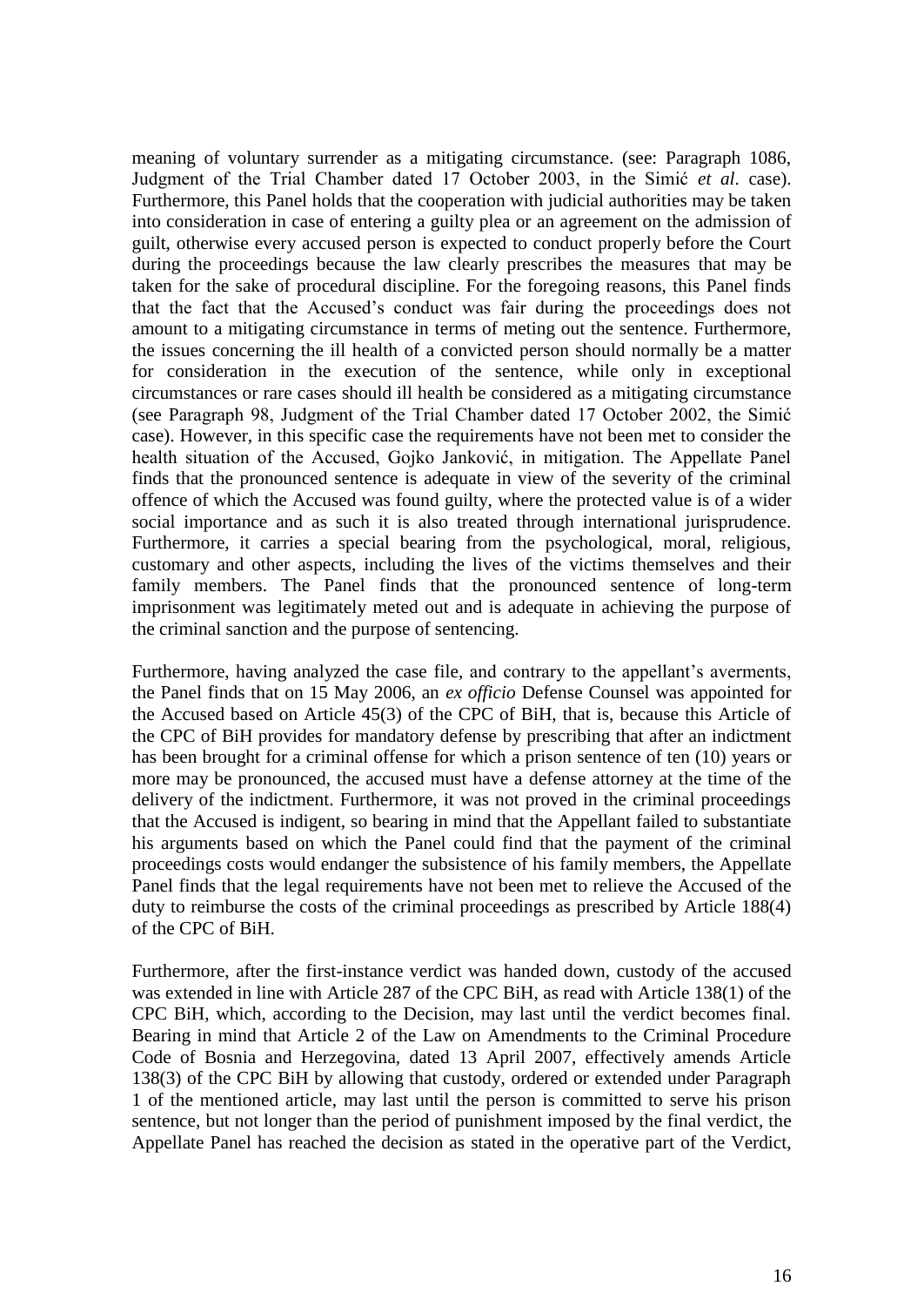meaning of voluntary surrender as a mitigating circumstance. (see: Paragraph 1086, Judgment of the Trial Chamber dated 17 October 2003, in the Simić *et al*. case). Furthermore, this Panel holds that the cooperation with judicial authorities may be taken into consideration in case of entering a guilty plea or an agreement on the admission of guilt, otherwise every accused person is expected to conduct properly before the Court during the proceedings because the law clearly prescribes the measures that may be taken for the sake of procedural discipline. For the foregoing reasons, this Panel finds that the fact that the Accused's conduct was fair during the proceedings does not amount to a mitigating circumstance in terms of meting out the sentence. Furthermore, the issues concerning the ill health of a convicted person should normally be a matter for consideration in the execution of the sentence, while only in exceptional circumstances or rare cases should ill health be considered as a mitigating circumstance (see Paragraph 98, Judgment of the Trial Chamber dated 17 October 2002, the Simić case). However, in this specific case the requirements have not been met to consider the health situation of the Accused, Gojko Janković, in mitigation. The Appellate Panel finds that the pronounced sentence is adequate in view of the severity of the criminal offence of which the Accused was found guilty, where the protected value is of a wider social importance and as such it is also treated through international jurisprudence. Furthermore, it carries a special bearing from the psychological, moral, religious, customary and other aspects, including the lives of the victims themselves and their family members. The Panel finds that the pronounced sentence of long-term imprisonment was legitimately meted out and is adequate in achieving the purpose of the criminal sanction and the purpose of sentencing.

Furthermore, having analyzed the case file, and contrary to the appellant's averments, the Panel finds that on 15 May 2006, an *ex officio* Defense Counsel was appointed for the Accused based on Article 45(3) of the CPC of BiH, that is, because this Article of the CPC of BiH provides for mandatory defense by prescribing that after an indictment has been brought for a criminal offense for which a prison sentence of ten (10) years or more may be pronounced, the accused must have a defense attorney at the time of the delivery of the indictment. Furthermore, it was not proved in the criminal proceedings that the Accused is indigent, so bearing in mind that the Appellant failed to substantiate his arguments based on which the Panel could find that the payment of the criminal proceedings costs would endanger the subsistence of his family members, the Appellate Panel finds that the legal requirements have not been met to relieve the Accused of the duty to reimburse the costs of the criminal proceedings as prescribed by Article 188(4) of the CPC of BiH.

Furthermore, after the first-instance verdict was handed down, custody of the accused was extended in line with Article 287 of the CPC BiH, as read with Article 138(1) of the CPC BiH, which, according to the Decision, may last until the verdict becomes final. Bearing in mind that Article 2 of the Law on Amendments to the Criminal Procedure Code of Bosnia and Herzegovina, dated 13 April 2007, effectively amends Article 138(3) of the CPC BiH by allowing that custody, ordered or extended under Paragraph 1 of the mentioned article, may last until the person is committed to serve his prison sentence, but not longer than the period of punishment imposed by the final verdict, the Appellate Panel has reached the decision as stated in the operative part of the Verdict,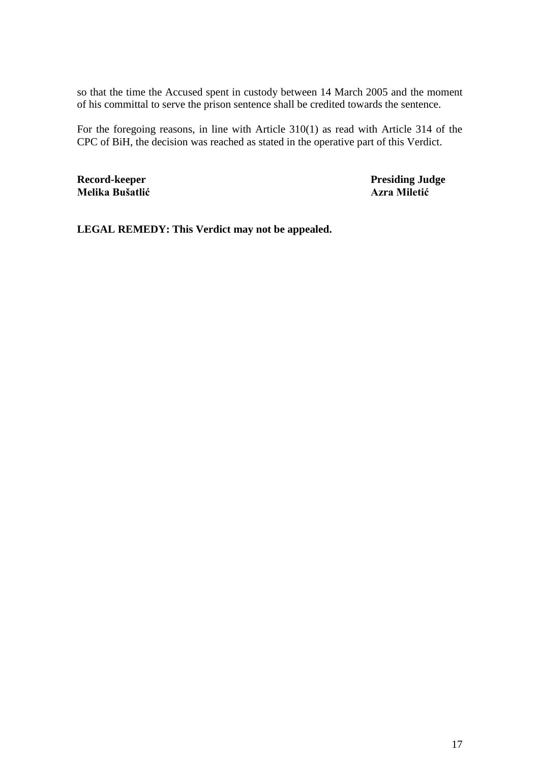so that the time the Accused spent in custody between 14 March 2005 and the moment of his committal to serve the prison sentence shall be credited towards the sentence.

For the foregoing reasons, in line with Article 310(1) as read with Article 314 of the CPC of BiH, the decision was reached as stated in the operative part of this Verdict.

| | |
|---|---|
| **Record-keeper** | **Presiding Judge** |
| **Melika Bušatlić** | **Azra Miletić** |

**LEGAL REMEDY: This Verdict may not be appealed.**